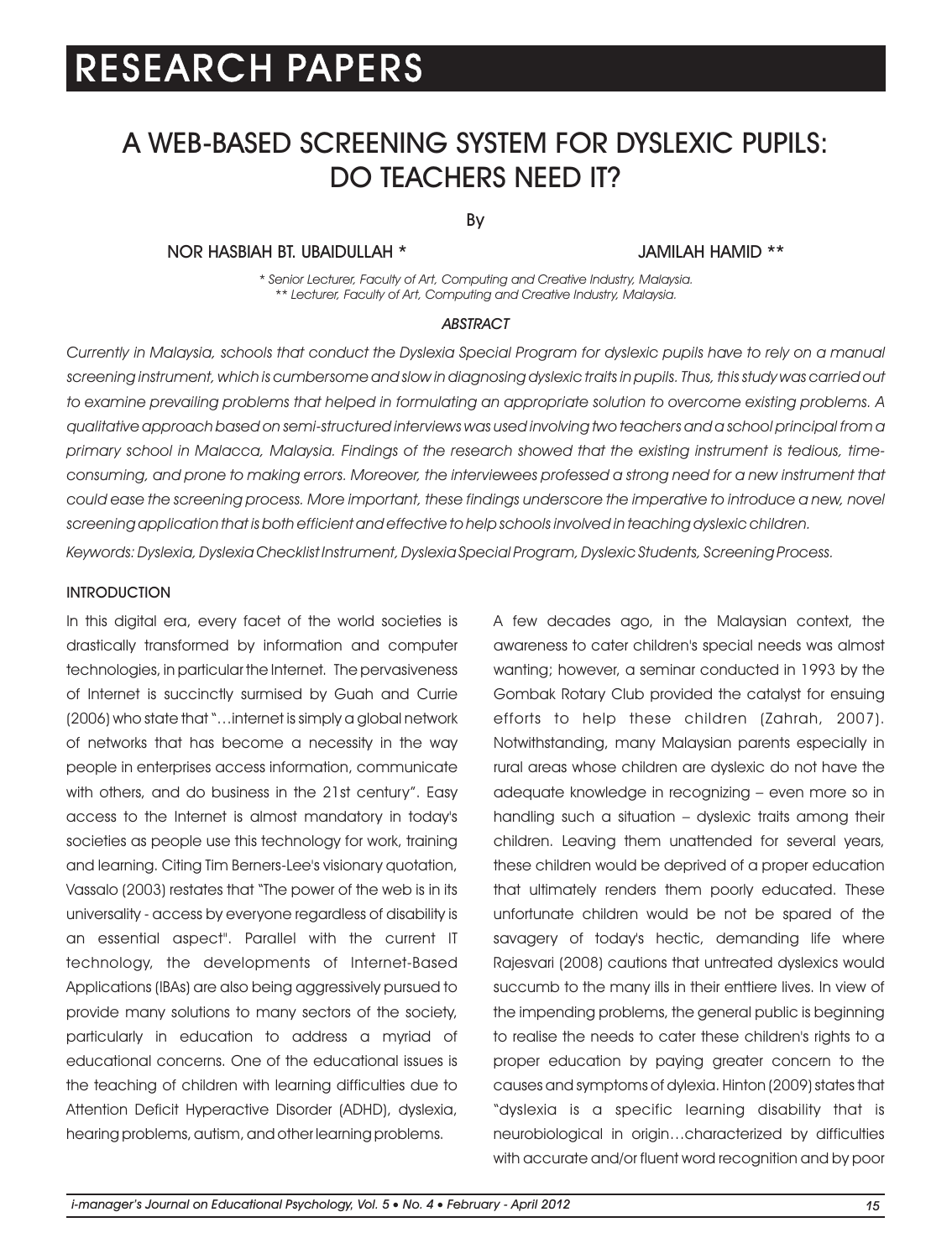# RESEARCH PAPERS

## A WEB-BASED SCREENING SYSTEM FOR DYSLEXIC PUPILS: DO TEACHERS NEED IT?

By

**NOR HASBIAH BT. UBAIDULLAH \*** **JAMILAH HAMID \*\***

*\* Senior Lecturer, Faculty of Art, Computing and Creative Industry, Malaysia.*
*\*\* Lecturer, Faculty of Art, Computing and Creative Industry, Malaysia.*

### *ABSTRACT*

*Currently in Malaysia, schools that conduct the Dyslexia Special Program for dyslexic pupils have to rely on a manual screening instrument, which is cumbersome and slow in diagnosing dyslexic traits in pupils. Thus, this study was carried out to examine prevailing problems that helped in formulating an appropriate solution to overcome existing problems. A qualitative approach based on semi-structured interviews was used involving two teachers and a school principal from a primary school in Malacca, Malaysia. Findings of the research showed that the existing instrument is tedious, time-consuming, and prone to making errors. Moreover, the interviewees professed a strong need for a new instrument that could ease the screening process. More important, these findings underscore the imperative to introduce a new, novel screening application that is both efficient and effective to help schools involved in teaching dyslexic children.*

*Keywords: Dyslexia, Dyslexia Checklist Instrument, Dyslexia Special Program, Dyslexic Students, Screening Process.*

### INTRODUCTION

In this digital era, every facet of the world societies is drastically transformed by information and computer technologies, in particular the Internet. The pervasiveness of Internet is succinctly surmised by Guah and Currie (2006) who state that "…internet is simply a global network of networks that has become a necessity in the way people in enterprises access information, communicate with others, and do business in the 21st century". Easy access to the Internet is almost mandatory in today's societies as people use this technology for work, training and learning. Citing Tim Berners-Lee's visionary quotation, Vassalo (2003) restates that "The power of the web is in its universality - access by everyone regardless of disability is an essential aspect". Parallel with the current IT technology, the developments of Internet-Based Applications (IBAs) are also being aggressively pursued to provide many solutions to many sectors of the society, particularly in education to address a myriad of educational concerns. One of the educational issues is the teaching of children with learning difficulties due to Attention Deficit Hyperactive Disorder (ADHD), dyslexia, hearing problems, autism, and other learning problems.

A few decades ago, in the Malaysian context, the awareness to cater children's special needs was almost wanting; however, a seminar conducted in 1993 by the Gombak Rotary Club provided the catalyst for ensuing efforts to help these children (Zahrah, 2007). Notwithstanding, many Malaysian parents especially in rural areas whose children are dyslexic do not have the adequate knowledge in recognizing – even more so in handling such a situation – dyslexic traits among their children. Leaving them unattended for several years, these children would be deprived of a proper education that ultimately renders them poorly educated. These unfortunate children would be not be spared of the savagery of today's hectic, demanding life where Rajesvari (2008) cautions that untreated dyslexics would succumb to the many ills in their enttiere lives. In view of the impending problems, the general public is beginning to realise the needs to cater these children's rights to a proper education by paying greater concern to the causes and symptoms of dylexia. Hinton (2009) states that "dyslexia is a specific learning disability that is neurobiological in origin…characterized by difficulties with accurate and/or fluent word recognition and by poor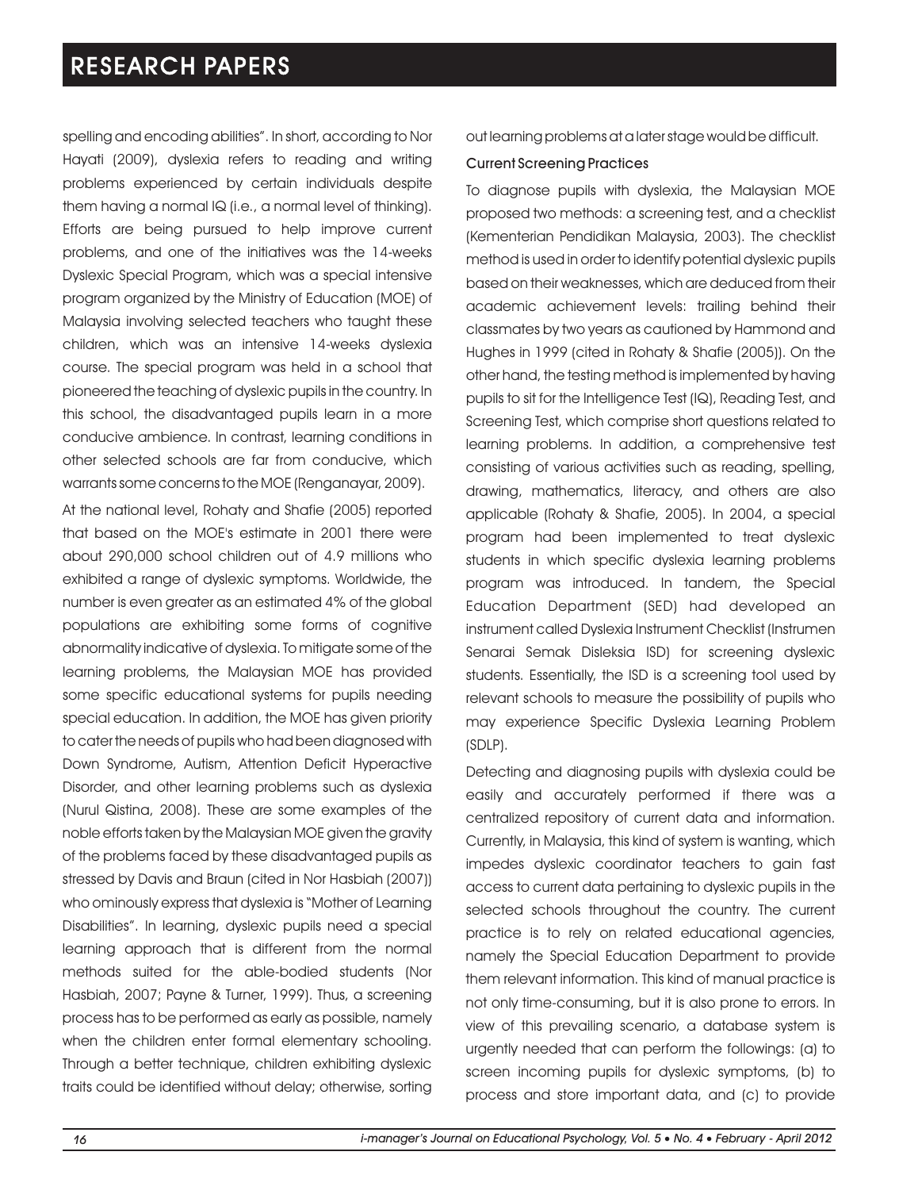spelling and encoding abilities". In short, according to Nor Hayati (2009), dyslexia refers to reading and writing problems experienced by certain individuals despite them having a normal IQ (i.e., a normal level of thinking). Efforts are being pursued to help improve current problems, and one of the initiatives was the 14-weeks Dyslexic Special Program, which was a special intensive program organized by the Ministry of Education (MOE) of Malaysia involving selected teachers who taught these children, which was an intensive 14-weeks dyslexia course. The special program was held in a school that pioneered the teaching of dyslexic pupils in the country. In this school, the disadvantaged pupils learn in a more conducive ambience. In contrast, learning conditions in other selected schools are far from conducive, which warrants some concerns to the MOE (Renganayar, 2009).

At the national level, Rohaty and Shafie (2005) reported that based on the MOE's estimate in 2001 there were about 290,000 school children out of 4.9 millions who exhibited a range of dyslexic symptoms. Worldwide, the number is even greater as an estimated 4% of the global populations are exhibiting some forms of cognitive abnormality indicative of dyslexia. To mitigate some of the learning problems, the Malaysian MOE has provided some specific educational systems for pupils needing special education. In addition, the MOE has given priority to cater the needs of pupils who had been diagnosed with Down Syndrome, Autism, Attention Deficit Hyperactive Disorder, and other learning problems such as dyslexia (Nurul Qistina, 2008). These are some examples of the noble efforts taken by the Malaysian MOE given the gravity of the problems faced by these disadvantaged pupils as stressed by Davis and Braun (cited in Nor Hasbiah (2007)) who ominously express that dyslexia is "Mother of Learning Disabilities". In learning, dyslexic pupils need a special learning approach that is different from the normal methods suited for the able-bodied students (Nor Hasbiah, 2007; Payne & Turner, 1999). Thus, a screening process has to be performed as early as possible, namely when the children enter formal elementary schooling. Through a better technique, children exhibiting dyslexic traits could be identified without delay; otherwise, sorting out learning problems at a later stage would be difficult.

### Current Screening Practices

To diagnose pupils with dyslexia, the Malaysian MOE proposed two methods: a screening test, and a checklist (Kementerian Pendidikan Malaysia, 2003). The checklist method is used in order to identify potential dyslexic pupils based on their weaknesses, which are deduced from their academic achievement levels: trailing behind their classmates by two years as cautioned by Hammond and Hughes in 1999 (cited in Rohaty & Shafie (2005)). On the other hand, the testing method is implemented by having pupils to sit for the Intelligence Test (IQ), Reading Test, and Screening Test, which comprise short questions related to learning problems. In addition, a comprehensive test consisting of various activities such as reading, spelling, drawing, mathematics, literacy, and others are also applicable (Rohaty & Shafie, 2005). In 2004, a special program had been implemented to treat dyslexic students in which specific dyslexia learning problems program was introduced. In tandem, the Special Education Department (SED) had developed an instrument called Dyslexia Instrument Checklist (Instrumen Senarai Semak Disleksia ISD) for screening dyslexic students. Essentially, the ISD is a screening tool used by relevant schools to measure the possibility of pupils who may experience Specific Dyslexia Learning Problem (SDLP).

Detecting and diagnosing pupils with dyslexia could be easily and accurately performed if there was a centralized repository of current data and information. Currently, in Malaysia, this kind of system is wanting, which impedes dyslexic coordinator teachers to gain fast access to current data pertaining to dyslexic pupils in the selected schools throughout the country. The current practice is to rely on related educational agencies, namely the Special Education Department to provide them relevant information. This kind of manual practice is not only time-consuming, but it is also prone to errors. In view of this prevailing scenario, a database system is urgently needed that can perform the followings: (a) to screen incoming pupils for dyslexic symptoms, (b) to process and store important data, and (c) to provide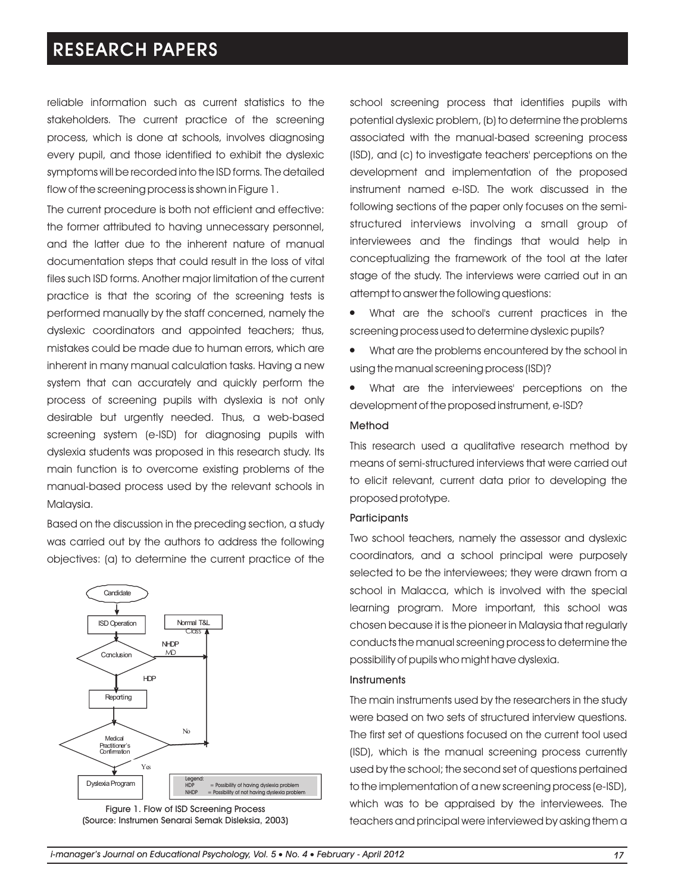reliable information such as current statistics to the stakeholders. The current practice of the screening process, which is done at schools, involves diagnosing every pupil, and those identified to exhibit the dyslexic symptoms will be recorded into the ISD forms. The detailed flow of the screening process is shown in Figure 1.

The current procedure is both not efficient and effective: the former attributed to having unnecessary personnel, and the latter due to the inherent nature of manual documentation steps that could result in the loss of vital files such ISD forms. Another major limitation of the current practice is that the scoring of the screening tests is performed manually by the staff concerned, namely the dyslexic coordinators and appointed teachers; thus, mistakes could be made due to human errors, which are inherent in many manual calculation tasks. Having a new system that can accurately and quickly perform the process of screening pupils with dyslexia is not only desirable but urgently needed. Thus, a web-based screening system (e-ISD) for diagnosing pupils with dyslexia students was proposed in this research study. Its main function is to overcome existing problems of the manual-based process used by the relevant schools in Malaysia.

Based on the discussion in the preceding section, a study was carried out by the authors to address the following objectives: (a) to determine the current practice of the school screening process that identifies pupils with potential dyslexic problem, (b) to determine the problems associated with the manual-based screening process (ISD), and (c) to investigate teachers' perceptions on the development and implementation of the proposed instrument named e-ISD. The work discussed in the following sections of the paper only focuses on the semi-structured interviews involving a small group of interviewees and the findings that would help in conceptualizing the framework of the tool at the later stage of the study. The interviews were carried out in an attempt to answer the following questions:

- What are the school's current practices in the screening process used to determine dyslexic pupils?
- What are the problems encountered by the school in using the manual screening process (ISD)?
- What are the interviewees' perceptions on the development of the proposed instrument, e-ISD?

Candidate → ISD Operation → Conclusion (NHDP MD → Normal T&L Class; HDP → Reporting) → Medical Practitioner's Confirmation (No → Normal T&L Class; Yes → Dyslexia Program)

Legend:
HDP = Possibility of having dyslexia problem
NHDP = Possibility of not having dyslexia problem

Figure 1. Flow of ISD Screening Process
(Source: Instrumen Senarai Semak Disleksia, 2003)

### Method

This research used a qualitative research method by means of semi-structured interviews that were carried out to elicit relevant, current data prior to developing the proposed prototype.

#### Participants

Two school teachers, namely the assessor and dyslexic coordinators, and a school principal were purposely selected to be the interviewees; they were drawn from a school in Malacca, which is involved with the special learning program. More important, this school was chosen because it is the pioneer in Malaysia that regularly conducts the manual screening process to determine the possibility of pupils who might have dyslexia.

#### Instruments

The main instruments used by the researchers in the study were based on two sets of structured interview questions. The first set of questions focused on the current tool used (ISD), which is the manual screening process currently used by the school; the second set of questions pertained to the implementation of a new screening process (e-ISD), which was to be appraised by the interviewees. The teachers and principal were interviewed by asking them a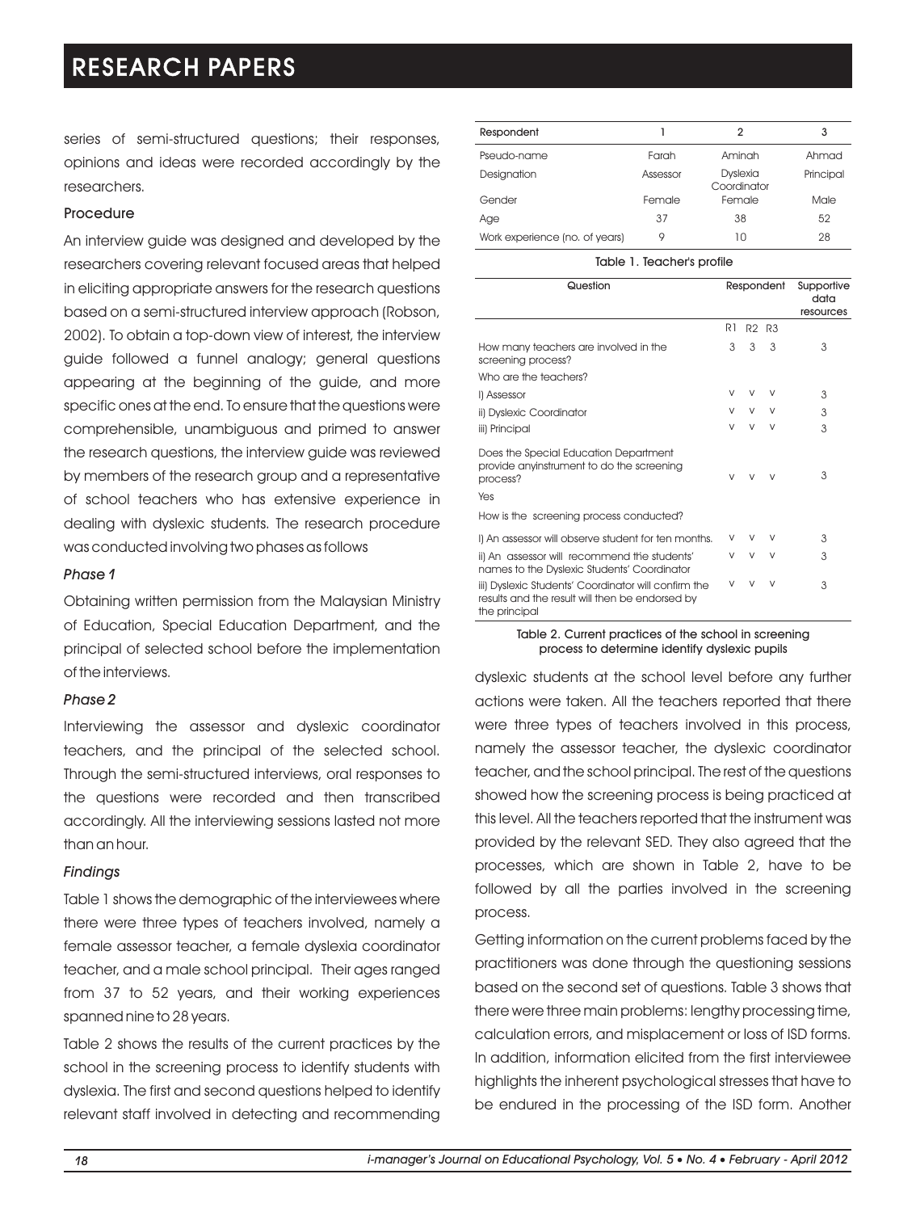series of semi-structured questions; their responses, opinions and ideas were recorded accordingly by the researchers.

### Procedure

An interview guide was designed and developed by the researchers covering relevant focused areas that helped in eliciting appropriate answers for the research questions based on a semi-structured interview approach (Robson, 2002). To obtain a top-down view of interest, the interview guide followed a funnel analogy; general questions appearing at the beginning of the guide, and more specific ones at the end. To ensure that the questions were comprehensible, unambiguous and primed to answer the research questions, the interview guide was reviewed by members of the research group and a representative of school teachers who has extensive experience in dealing with dyslexic students. The research procedure was conducted involving two phases as follows

#### *Phase 1*

Obtaining written permission from the Malaysian Ministry of Education, Special Education Department, and the principal of selected school before the implementation of the interviews.

#### *Phase 2*

Interviewing the assessor and dyslexic coordinator teachers, and the principal of the selected school. Through the semi-structured interviews, oral responses to the questions were recorded and then transcribed accordingly. All the interviewing sessions lasted not more than an hour.

### *Findings*

Table 1 shows the demographic of the interviewees where there were three types of teachers involved, namely a female assessor teacher, a female dyslexia coordinator teacher, and a male school principal. Their ages ranged from 37 to 52 years, and their working experiences spanned nine to 28 years.

Table 2 shows the results of the current practices by the school in the screening process to identify students with dyslexia. The first and second questions helped to identify relevant staff involved in detecting and recommending dyslexic students at the school level before any further actions were taken. All the teachers reported that there were three types of teachers involved in this process, namely the assessor teacher, the dyslexic coordinator teacher, and the school principal. The rest of the questions showed how the screening process is being practiced at this level. All the teachers reported that the instrument was provided by the relevant SED. They also agreed that the processes, which are shown in Table 2, have to be followed by all the parties involved in the screening process.

| Respondent | 1 | 2 | 3 |
|---|---|---|---|
| Pseudo-name | Farah | Aminah | Ahmad |
| Designation | Assessor | Dyslexia Coordinator | Principal |
| Gender | Female | Female | Male |
| Age | 37 | 38 | 52 |
| Work experience (no. of years) | 9 | 10 | 28 |

Table 1. Teacher's profile

| Question | Respondent | | | Supportive data resources |
|---|---|---|---|---|
| | R1 | R2 | R3 | |
| How many teachers are involved in the screening process? | 3 | 3 | 3 | 3 |
| Who are the teachers? | | | | |
| I) Assessor | v | v | v | 3 |
| ii) Dyslexic Coordinator | v | v | v | 3 |
| iii) Principal | v | v | v | 3 |
| Does the Special Education Department provide anyinstrument to do the screening process? | v | v | v | 3 |
| Yes | | | | |
| How is the screening process conducted? | | | | |
| I) An assessor will observe student for ten months. | v | v | v | 3 |
| ii) An assessor will recommend the students' names to the Dyslexic Students' Coordinator | v | v | v | 3 |
| iii) Dyslexic Students' Coordinator will confirm the results and the result will then be endorsed by the principal | v | v | v | 3 |

Table 2. Current practices of the school in screening process to determine identify dyslexic pupils

Getting information on the current problems faced by the practitioners was done through the questioning sessions based on the second set of questions. Table 3 shows that there were three main problems: lengthy processing time, calculation errors, and misplacement or loss of ISD forms. In addition, information elicited from the first interviewee highlights the inherent psychological stresses that have to be endured in the processing of the ISD form. Another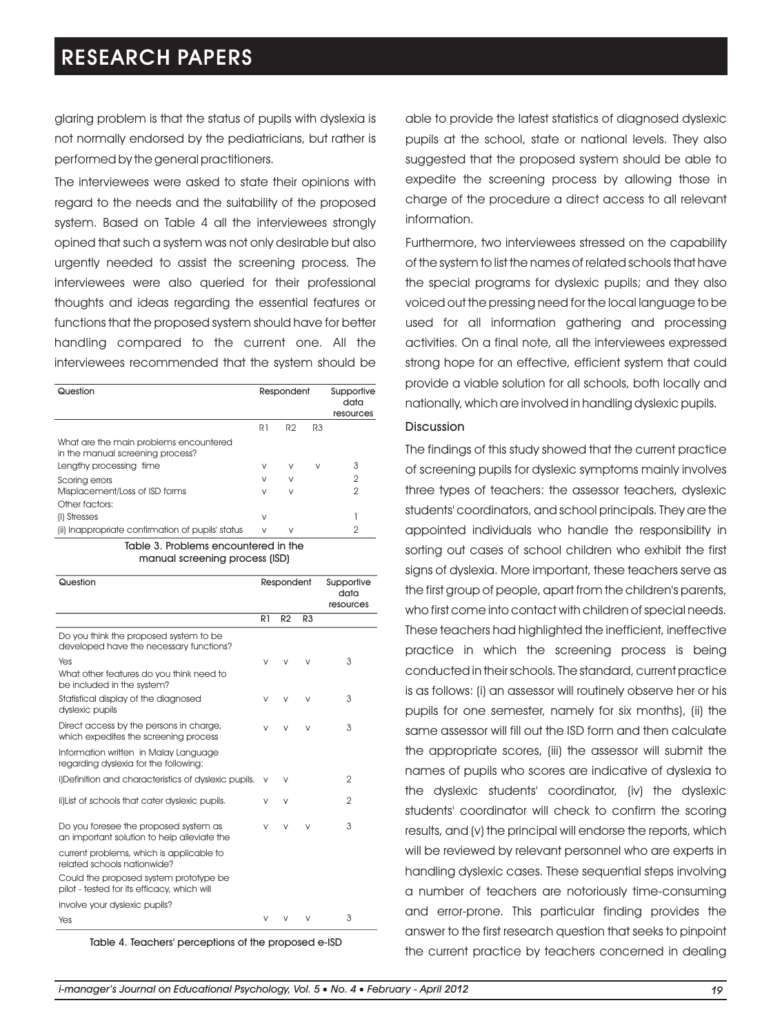glaring problem is that the status of pupils with dyslexia is not normally endorsed by the pediatricians, but rather is performed by the general practitioners.

The interviewees were asked to state their opinions with regard to the needs and the suitability of the proposed system. Based on Table 4 all the interviewees strongly opined that such a system was not only desirable but also urgently needed to assist the screening process. The interviewees were also queried for their professional thoughts and ideas regarding the essential features or functions that the proposed system should have for better handling compared to the current one. All the interviewees recommended that the system should be able to provide the latest statistics of diagnosed dyslexic pupils at the school, state or national levels. They also suggested that the proposed system should be able to expedite the screening process by allowing those in charge of the procedure a direct access to all relevant information.

| Question | Respondent | | | Supportive data resources |
|---|---|---|---|---|
| | R1 | R2 | R3 | |
| What are the main problems encountered in the manual screening process? | | | | |
| Lengthy processing time | v | v | v | 3 |
| Scoring errors | v | v | | 2 |
| Misplacement/Loss of ISD forms | v | v | | 2 |
| Other factors: | | | | |
| (i) Stresses | v | | | 1 |
| (ii) Inappropriate confirmation of pupils' status | v | v | | 2 |

Table 3. Problems encountered in the manual screening process (ISD)

| Question | Respondent | | | Supportive data resources |
|---|---|---|---|---|
| | R1 | R2 | R3 | |
| Do you think the proposed system to be developed have the necessary functions? | | | | |
| Yes | v | v | v | 3 |
| What other features do you think need to be included in the system? | | | | |
| Statistical display of the diagnosed dyslexic pupils | v | v | v | 3 |
| Direct access by the persons in charge, which expedites the screening process | v | v | v | 3 |
| Information written in Malay Language regarding dyslexia for the following: | | | | |
| i)Definition and characteristics of dyslexic pupils. | v | v | | 2 |
| ii)List of schools that cater dyslexic pupils. | v | v | | 2 |
| Do you foresee the proposed system as an important solution to help alleviate the current problems, which is applicable to related schools nationwide? | v | v | v | 3 |
| Could the proposed system prototype be pilot - tested for its efficacy, which will involve your dyslexic pupils? | | | | |
| Yes | v | v | v | 3 |

Table 4. Teachers' perceptions of the proposed e-ISD

Furthermore, two interviewees stressed on the capability of the system to list the names of related schools that have the special programs for dyslexic pupils; and they also voiced out the pressing need for the local language to be used for all information gathering and processing activities. On a final note, all the interviewees expressed strong hope for an effective, efficient system that could provide a viable solution for all schools, both locally and nationally, which are involved in handling dyslexic pupils.

## Discussion

The findings of this study showed that the current practice of screening pupils for dyslexic symptoms mainly involves three types of teachers: the assessor teachers, dyslexic students' coordinators, and school principals. They are the appointed individuals who handle the responsibility in sorting out cases of school children who exhibit the first signs of dyslexia. More important, these teachers serve as the first group of people, apart from the children's parents, who first come into contact with children of special needs. These teachers had highlighted the inefficient, ineffective practice in which the screening process is being conducted in their schools. The standard, current practice is as follows: (i) an assessor will routinely observe her or his pupils for one semester, namely for six months), (ii) the same assessor will fill out the ISD form and then calculate the appropriate scores, (iii) the assessor will submit the names of pupils who scores are indicative of dyslexia to the dyslexic students' coordinator, (iv) the dyslexic students' coordinator will check to confirm the scoring results, and (v) the principal will endorse the reports, which will be reviewed by relevant personnel who are experts in handling dyslexic cases. These sequential steps involving a number of teachers are notoriously time-consuming and error-prone. This particular finding provides the answer to the first research question that seeks to pinpoint the current practice by teachers concerned in dealing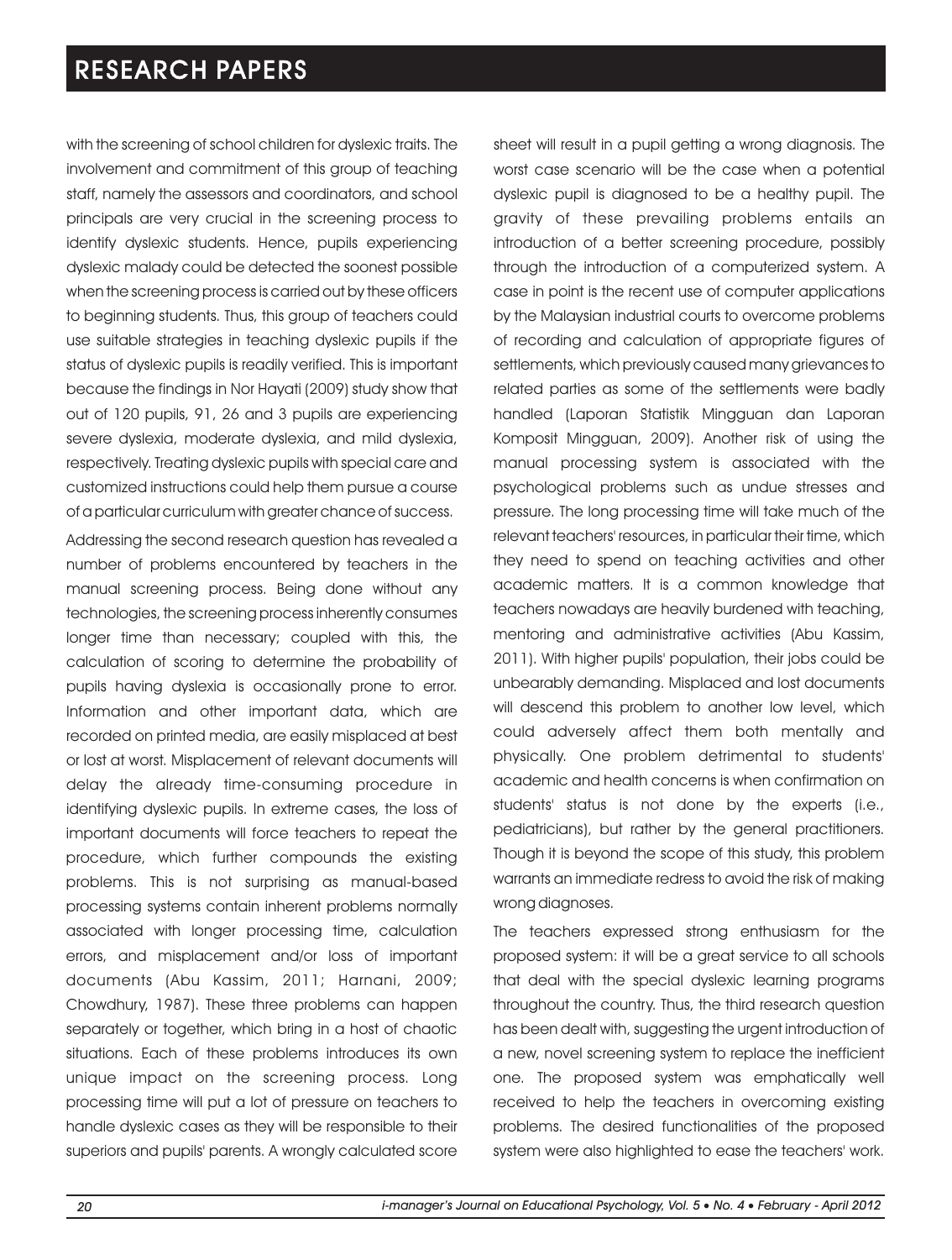with the screening of school children for dyslexic traits. The involvement and commitment of this group of teaching staff, namely the assessors and coordinators, and school principals are very crucial in the screening process to identify dyslexic students. Hence, pupils experiencing dyslexic malady could be detected the soonest possible when the screening process is carried out by these officers to beginning students. Thus, this group of teachers could use suitable strategies in teaching dyslexic pupils if the status of dyslexic pupils is readily verified. This is important because the findings in Nor Hayati (2009) study show that out of 120 pupils, 91, 26 and 3 pupils are experiencing severe dyslexia, moderate dyslexia, and mild dyslexia, respectively. Treating dyslexic pupils with special care and customized instructions could help them pursue a course of a particular curriculum with greater chance of success.

Addressing the second research question has revealed a number of problems encountered by teachers in the manual screening process. Being done without any technologies, the screening process inherently consumes longer time than necessary; coupled with this, the calculation of scoring to determine the probability of pupils having dyslexia is occasionally prone to error. Information and other important data, which are recorded on printed media, are easily misplaced at best or lost at worst. Misplacement of relevant documents will delay the already time-consuming procedure in identifying dyslexic pupils. In extreme cases, the loss of important documents will force teachers to repeat the procedure, which further compounds the existing problems. This is not surprising as manual-based processing systems contain inherent problems normally associated with longer processing time, calculation errors, and misplacement and/or loss of important documents (Abu Kassim, 2011; Harnani, 2009; Chowdhury, 1987). These three problems can happen separately or together, which bring in a host of chaotic situations. Each of these problems introduces its own unique impact on the screening process. Long processing time will put a lot of pressure on teachers to handle dyslexic cases as they will be responsible to their superiors and pupils' parents. A wrongly calculated score sheet will result in a pupil getting a wrong diagnosis. The worst case scenario will be the case when a potential dyslexic pupil is diagnosed to be a healthy pupil. The gravity of these prevailing problems entails an introduction of a better screening procedure, possibly through the introduction of a computerized system. A case in point is the recent use of computer applications by the Malaysian industrial courts to overcome problems of recording and calculation of appropriate figures of settlements, which previously caused many grievances to related parties as some of the settlements were badly handled (Laporan Statistik Mingguan dan Laporan Komposit Mingguan, 2009). Another risk of using the manual processing system is associated with the psychological problems such as undue stresses and pressure. The long processing time will take much of the relevant teachers' resources, in particular their time, which they need to spend on teaching activities and other academic matters. It is a common knowledge that teachers nowadays are heavily burdened with teaching, mentoring and administrative activities (Abu Kassim, 2011). With higher pupils' population, their jobs could be unbearably demanding. Misplaced and lost documents will descend this problem to another low level, which could adversely affect them both mentally and physically. One problem detrimental to students' academic and health concerns is when confirmation on students' status is not done by the experts (i.e., pediatricians), but rather by the general practitioners. Though it is beyond the scope of this study, this problem warrants an immediate redress to avoid the risk of making wrong diagnoses.

The teachers expressed strong enthusiasm for the proposed system: it will be a great service to all schools that deal with the special dyslexic learning programs throughout the country. Thus, the third research question has been dealt with, suggesting the urgent introduction of a new, novel screening system to replace the inefficient one. The proposed system was emphatically well received to help the teachers in overcoming existing problems. The desired functionalities of the proposed system were also highlighted to ease the teachers' work.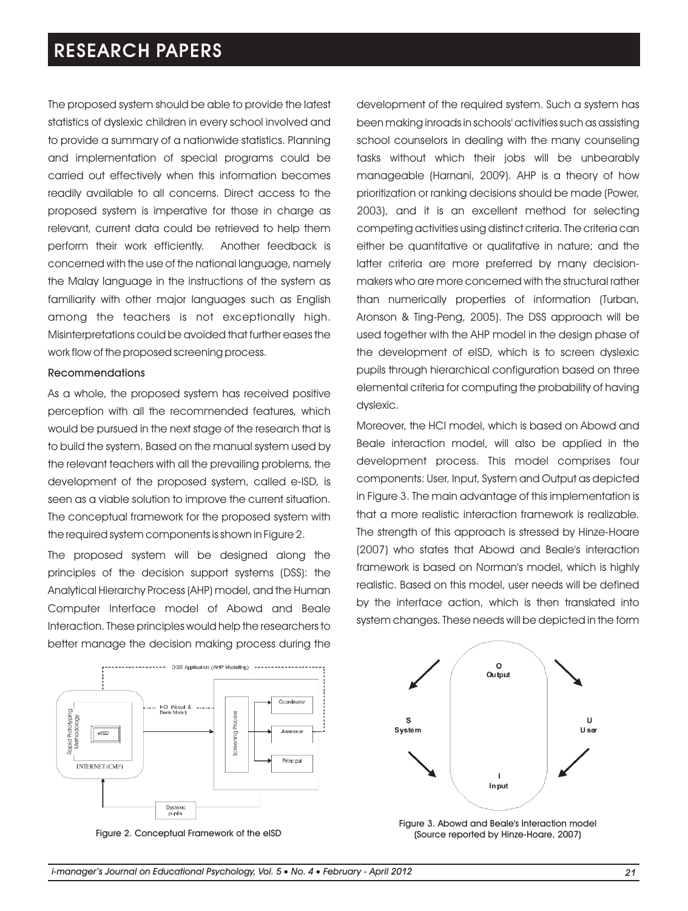The proposed system should be able to provide the latest statistics of dyslexic children in every school involved and to provide a summary of a nationwide statistics. Planning and implementation of special programs could be carried out effectively when this information becomes readily available to all concerns. Direct access to the proposed system is imperative for those in charge as relevant, current data could be retrieved to help them perform their work efficiently. Another feedback is concerned with the use of the national language, namely the Malay language in the instructions of the system as familiarity with other major languages such as English among the teachers is not exceptionally high. Misinterpretations could be avoided that further eases the work flow of the proposed screening process.

### Recommendations

As a whole, the proposed system has received positive perception with all the recommended features, which would be pursued in the next stage of the research that is to build the system. Based on the manual system used by the relevant teachers with all the prevailing problems, the development of the proposed system, called e-ISD, is seen as a viable solution to improve the current situation. The conceptual framework for the proposed system with the required system components is shown in Figure 2.

The proposed system will be designed along the principles of the decision support systems (DSS): the Analytical Hierarchy Process (AHP) model, and the Human Computer Interface model of Abowd and Beale Interaction. These principles would help the researchers to better manage the decision making process during the development of the required system. Such a system has been making inroads in schools' activities such as assisting school counselors in dealing with the many counseling tasks without which their jobs will be unbearably manageable (Harnani, 2009). AHP is a theory of how prioritization or ranking decisions should be made (Power, 2003), and it is an excellent method for selecting competing activities using distinct criteria. The criteria can either be quantitative or qualitative in nature; and the latter criteria are more preferred by many decision-makers who are more concerned with the structural rather than numerically properties of information (Turban, Aronson & Ting-Peng, 2005). The DSS approach will be used together with the AHP model in the design phase of the development of eISD, which is to screen dyslexic pupils through hierarchical configuration based on three elemental criteria for computing the probability of having dyslexic.

Moreover, the HCI model, which is based on Abowd and Beale interaction model, will also be applied in the development process. This model comprises four components: User, Input, System and Output as depicted in Figure 3. The main advantage of this implementation is that a more realistic interaction framework is realizable. The strength of this approach is stressed by Hinze-Hoare (2007) who states that Abowd and Beale's interaction framework is based on Norman's model, which is highly realistic. Based on this model, user needs will be defined by the interface action, which is then translated into system changes. These needs will be depicted in the form

Figure 2. Conceptual Framework of the eISD

Figure 3. Abowd and Beale's Interaction model (Source reported by Hinze-Hoare, 2007)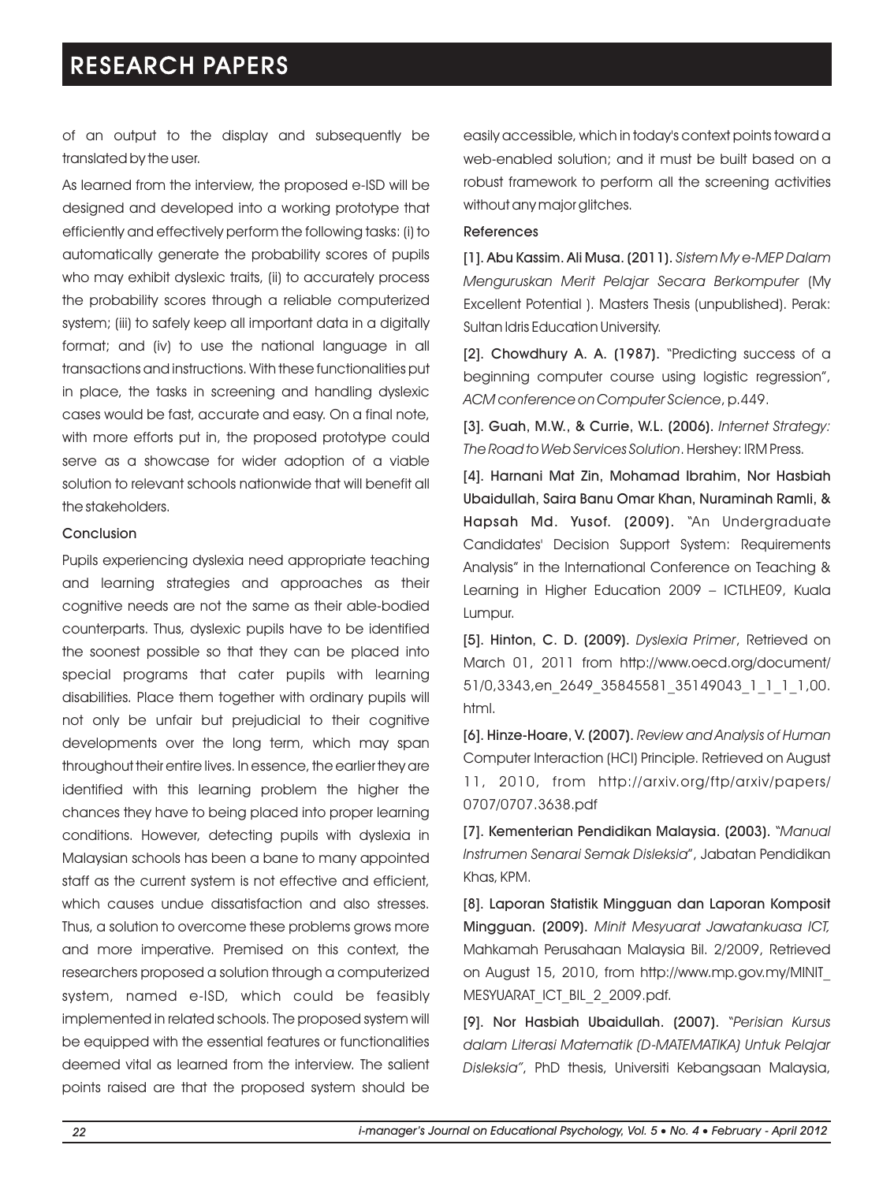of an output to the display and subsequently be translated by the user.

As learned from the interview, the proposed e-ISD will be designed and developed into a working prototype that efficiently and effectively perform the following tasks: (i) to automatically generate the probability scores of pupils who may exhibit dyslexic traits, (ii) to accurately process the probability scores through a reliable computerized system; (iii) to safely keep all important data in a digitally format; and (iv) to use the national language in all transactions and instructions. With these functionalities put in place, the tasks in screening and handling dyslexic cases would be fast, accurate and easy. On a final note, with more efforts put in, the proposed prototype could serve as a showcase for wider adoption of a viable solution to relevant schools nationwide that will benefit all the stakeholders.

## Conclusion

Pupils experiencing dyslexia need appropriate teaching and learning strategies and approaches as their cognitive needs are not the same as their able-bodied counterparts. Thus, dyslexic pupils have to be identified the soonest possible so that they can be placed into special programs that cater pupils with learning disabilities. Place them together with ordinary pupils will not only be unfair but prejudicial to their cognitive developments over the long term, which may span throughout their entire lives. In essence, the earlier they are identified with this learning problem the higher the chances they have to being placed into proper learning conditions. However, detecting pupils with dyslexia in Malaysian schools has been a bane to many appointed staff as the current system is not effective and efficient, which causes undue dissatisfaction and also stresses. Thus, a solution to overcome these problems grows more and more imperative. Premised on this context, the researchers proposed a solution through a computerized system, named e-ISD, which could be feasibly implemented in related schools. The proposed system will be equipped with the essential features or functionalities deemed vital as learned from the interview. The salient points raised are that the proposed system should be easily accessible, which in today's context points toward a web-enabled solution; and it must be built based on a robust framework to perform all the screening activities without any major glitches.

## References

**[1]. Abu Kassim. Ali Musa. (2011).** *Sistem My e-MEP Dalam Menguruskan Merit Pelajar Secara Berkomputer* (My Excellent Potential ). Masters Thesis (unpublished). Perak: Sultan Idris Education University.

**[2]. Chowdhury A. A. (1987).** "Predicting success of a beginning computer course using logistic regression", *ACM conference on Computer Science*, p.449.

**[3]. Guah, M.W., & Currie, W.L. (2006).** *Internet Strategy: The Road to Web Services Solution*. Hershey: IRM Press.

**[4]. Harnani Mat Zin, Mohamad Ibrahim, Nor Hasbiah Ubaidullah, Saira Banu Omar Khan, Nuraminah Ramli, & Hapsah Md. Yusof. (2009).** "An Undergraduate Candidates' Decision Support System: Requirements Analysis" in the International Conference on Teaching & Learning in Higher Education 2009 – ICTLHE09, Kuala Lumpur.

**[5]. Hinton, C. D. (2009).** *Dyslexia Primer*, Retrieved on March 01, 2011 from http://www.oecd.org/document/51/0,3343,en_2649_35845581_35149043_1_1_1_1,00.html.

**[6]. Hinze-Hoare, V. (2007).** *Review and Analysis of Human* Computer Interaction (HCI) Principle. Retrieved on August 11, 2010, from http://arxiv.org/ftp/arxiv/papers/0707/0707.3638.pdf

**[7]. Kementerian Pendidikan Malaysia. (2003).** "*Manual Instrumen Senarai Semak Disleksia*", Jabatan Pendidikan Khas, KPM.

**[8]. Laporan Statistik Mingguan dan Laporan Komposit Mingguan. (2009).** *Minit Mesyuarat Jawatankuasa ICT,* Mahkamah Perusahaan Malaysia Bil. 2/2009, Retrieved on August 15, 2010, from http://www.mp.gov.my/MINIT_MESYUARAT_ICT_BIL_2_2009.pdf.

**[9]. Nor Hasbiah Ubaidullah. (2007).** "*Perisian Kursus dalam Literasi Matematik (D-MATEMATIKA) Untuk Pelajar Disleksia"*, PhD thesis, Universiti Kebangsaan Malaysia,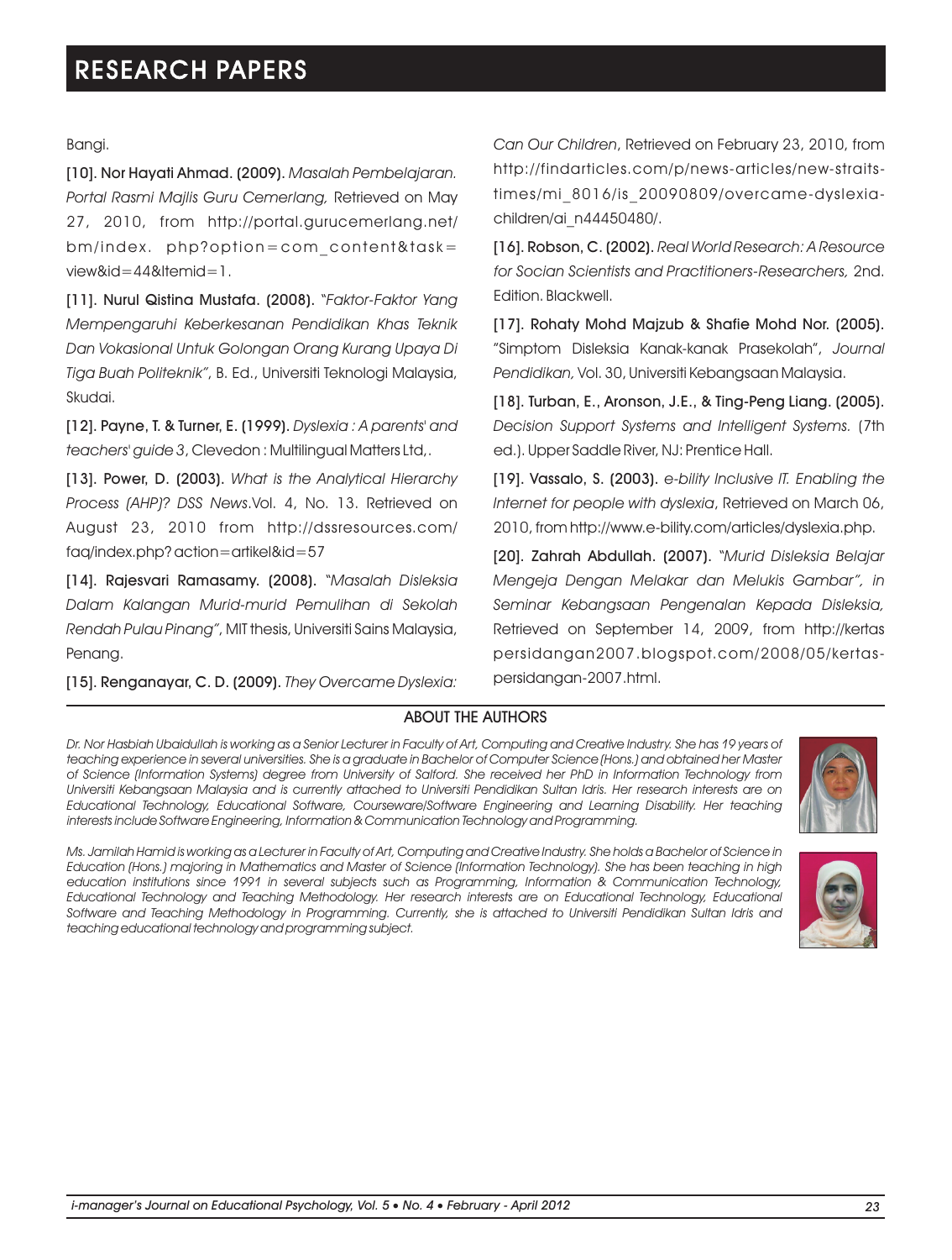Bangi.

[10]. Nor Hayati Ahmad. (2009). *Masalah Pembelajaran. Portal Rasmi Majlis Guru Cemerlang,* Retrieved on May 27, 2010, from http://portal.gurucemerlang.net/bm/index. php?option=com_content&task=view&id=44&Itemid=1.

[11]. Nurul Qistina Mustafa. (2008). *"Faktor-Faktor Yang Mempengaruhi Keberkesanan Pendidikan Khas Teknik Dan Vokasional Untuk Golongan Orang Kurang Upaya Di Tiga Buah Politeknik"*, B. Ed., Universiti Teknologi Malaysia, Skudai.

[12]. Payne, T. & Turner, E. (1999). *Dyslexia : A parents' and teachers' guide 3*, Clevedon : Multilingual Matters Ltd,.

[13]. Power, D. (2003). *What is the Analytical Hierarchy Process (AHP)? DSS News*.Vol. 4, No. 13. Retrieved on August 23, 2010 from http://dssresources.com/faq/index.php? action=artikel&id=57

[14]. Rajesvari Ramasamy. (2008). *"Masalah Disleksia Dalam Kalangan Murid-murid Pemulihan di Sekolah Rendah Pulau Pinang"*, MIT thesis, Universiti Sains Malaysia, Penang.

[15]. Renganayar, C. D. (2009). *They Overcame Dyslexia: Can Our Children*, Retrieved on February 23, 2010, from http://findarticles.com/p/news-articles/new-straits-times/mi_8016/is_20090809/overcame-dyslexia-children/ai_n44450480/.

[16]. Robson, C. (2002). *Real World Research: A Resource for Socian Scientists and Practitioners-Researchers,* 2nd. Edition. Blackwell.

[17]. Rohaty Mohd Majzub & Shafie Mohd Nor. (2005). "Simptom Disleksia Kanak-kanak Prasekolah", *Journal Pendidikan,* Vol. 30, Universiti Kebangsaan Malaysia.

[18]. Turban, E., Aronson, J.E., & Ting-Peng Liang. (2005). *Decision Support Systems and Intelligent Systems.* (7th ed.). Upper Saddle River, NJ: Prentice Hall.

[19]. Vassalo, S. (2003). *e-bility Inclusive IT. Enabling the Internet for people with dyslexia*, Retrieved on March 06, 2010, from http://www.e-bility.com/articles/dyslexia.php.

[20]. Zahrah Abdullah. (2007). *"Murid Disleksia Belajar Mengeja Dengan Melakar dan Melukis Gambar", in Seminar Kebangsaan Pengenalan Kepada Disleksia,* Retrieved on September 14, 2009, from http://kertaspersidangan2007.blogspot.com/2008/05/kertas-persidangan-2007.html.

## ABOUT THE AUTHORS

*Dr. Nor Hasbiah Ubaidullah is working as a Senior Lecturer in Faculty of Art, Computing and Creative Industry. She has 19 years of teaching experience in several universities. She is a graduate in Bachelor of Computer Science (Hons.) and obtained her Master of Science (Information Systems) degree from University of Salford. She received her PhD in Information Technology from Universiti Kebangsaan Malaysia and is currently attached to Universiti Pendidikan Sultan Idris. Her research interests are on Educational Technology, Educational Software, Courseware/Software Engineering and Learning Disability. Her teaching interests include Software Engineering, Information & Communication Technology and Programming.*

*Ms. Jamilah Hamid is working as a Lecturer in Faculty of Art, Computing and Creative Industry. She holds a Bachelor of Science in Education (Hons.) majoring in Mathematics and Master of Science (Information Technology). She has been teaching in high education institutions since 1991 in several subjects such as Programming, Information & Communication Technology, Educational Technology and Teaching Methodology. Her research interests are on Educational Technology, Educational Software and Teaching Methodology in Programming. Currently, she is attached to Universiti Pendidikan Sultan Idris and teaching educational technology and programming subject.*